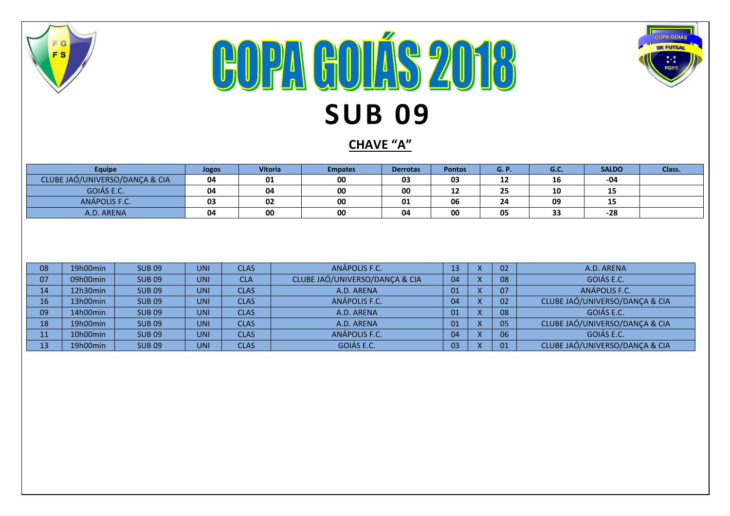# COPA GOIÁS 2018

# SUB 09

## CHAVE "A"

| Equipe | Jogos | Vitoria | Empates | Derrotas | Pontos | G. P. | G.C. | SALDO | Class. |
|---|---|---|---|---|---|---|---|---|---|
| CLUBE JAÓ/UNIVERSO/DANÇA & CIA | 04 | 01 | 00 | 03 | 03 | 12 | 16 | -04 | |
| GOIÁS E.C. | 04 | 04 | 00 | 00 | 12 | 25 | 10 | 15 | |
| ANÁPOLIS F.C. | 03 | 02 | 00 | 01 | 06 | 24 | 09 | 15 | |
| A.D. ARENA | 04 | 00 | 00 | 04 | 00 | 05 | 33 | -28 | |

| | | | | | | | | | |
|---|---|---|---|---|---|---|---|---|---|
| 08 | 19h00min | SUB 09 | UNI | CLAS | ANÁPOLIS F.C. | 13 | X | 02 | A.D. ARENA |
| 07 | 09h00min | SUB 09 | UNI | CLA | CLUBE JAÓ/UNIVERSO/DANÇA & CIA | 04 | X | 08 | GOIÁS E.C. |
| 14 | 12h30min | SUB 09 | UNI | CLAS | A.D. ARENA | 01 | X | 07 | ANÁPOLIS F.C. |
| 16 | 13h00min | SUB 09 | UNI | CLAS | ANÁPOLIS F.C. | 04 | X | 02 | CLUBE JAÓ/UNIVERSO/DANÇA & CIA |
| 09 | 14h00min | SUB 09 | UNI | CLAS | A.D. ARENA | 01 | X | 08 | GOIÁS E.C. |
| 18 | 19h00min | SUB 09 | UNI | CLAS | A.D. ARENA | 01 | X | 05 | CLUBE JAÓ/UNIVERSO/DANÇA & CIA |
| 11 | 10h00min | SUB 09 | UNI | CLAS | ANÁPOLIS F.C. | 04 | X | 06 | GOIÁS E.C. |
| 13 | 19h00min | SUB 09 | UNI | CLAS | GOIÁS E.C. | 03 | X | 01 | CLUBE JAÓ/UNIVERSO/DANÇA & CIA |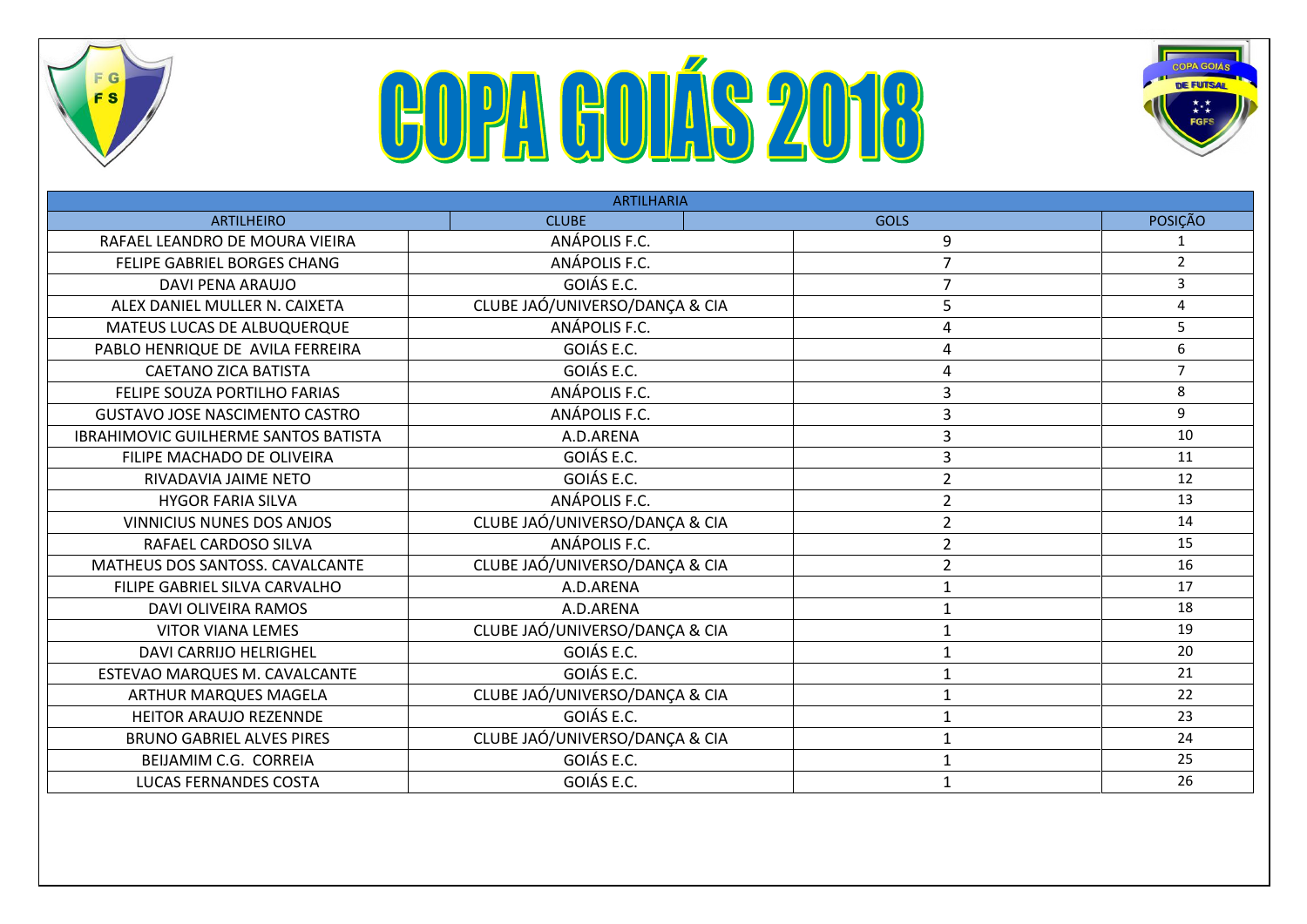# COPA GOIÁS 2018

| ARTILHARIA | | | |
|---|---|---|---|
| ARTILHEIRO | CLUBE | GOLS | POSIÇÃO |
| RAFAEL LEANDRO DE MOURA VIEIRA | ANÁPOLIS F.C. | 9 | 1 |
| FELIPE GABRIEL BORGES CHANG | ANÁPOLIS F.C. | 7 | 2 |
| DAVI PENA ARAUJO | GOIÁS E.C. | 7 | 3 |
| ALEX DANIEL MULLER N. CAIXETA | CLUBE JAÓ/UNIVERSO/DANÇA & CIA | 5 | 4 |
| MATEUS LUCAS DE ALBUQUERQUE | ANÁPOLIS F.C. | 4 | 5 |
| PABLO HENRIQUE DE AVILA FERREIRA | GOIÁS E.C. | 4 | 6 |
| CAETANO ZICA BATISTA | GOIÁS E.C. | 4 | 7 |
| FELIPE SOUZA PORTILHO FARIAS | ANÁPOLIS F.C. | 3 | 8 |
| GUSTAVO JOSE NASCIMENTO CASTRO | ANÁPOLIS F.C. | 3 | 9 |
| IBRAHIMOVIC GUILHERME SANTOS BATISTA | A.D.ARENA | 3 | 10 |
| FILIPE MACHADO DE OLIVEIRA | GOIÁS E.C. | 3 | 11 |
| RIVADAVIA JAIME NETO | GOIÁS E.C. | 2 | 12 |
| HYGOR FARIA SILVA | ANÁPOLIS F.C. | 2 | 13 |
| VINNICIUS NUNES DOS ANJOS | CLUBE JAÓ/UNIVERSO/DANÇA & CIA | 2 | 14 |
| RAFAEL CARDOSO SILVA | ANÁPOLIS F.C. | 2 | 15 |
| MATHEUS DOS SANTOSS. CAVALCANTE | CLUBE JAÓ/UNIVERSO/DANÇA & CIA | 2 | 16 |
| FILIPE GABRIEL SILVA CARVALHO | A.D.ARENA | 1 | 17 |
| DAVI OLIVEIRA RAMOS | A.D.ARENA | 1 | 18 |
| VITOR VIANA LEMES | CLUBE JAÓ/UNIVERSO/DANÇA & CIA | 1 | 19 |
| DAVI CARRIJO HELRIGHEL | GOIÁS E.C. | 1 | 20 |
| ESTEVAO MARQUES M. CAVALCANTE | GOIÁS E.C. | 1 | 21 |
| ARTHUR MARQUES MAGELA | CLUBE JAÓ/UNIVERSO/DANÇA & CIA | 1 | 22 |
| HEITOR ARAUJO REZENNDE | GOIÁS E.C. | 1 | 23 |
| BRUNO GABRIEL ALVES PIRES | CLUBE JAÓ/UNIVERSO/DANÇA & CIA | 1 | 24 |
| BEIJAMIM C.G. CORREIA | GOIÁS E.C. | 1 | 25 |
| LUCAS FERNANDES COSTA | GOIÁS E.C. | 1 | 26 |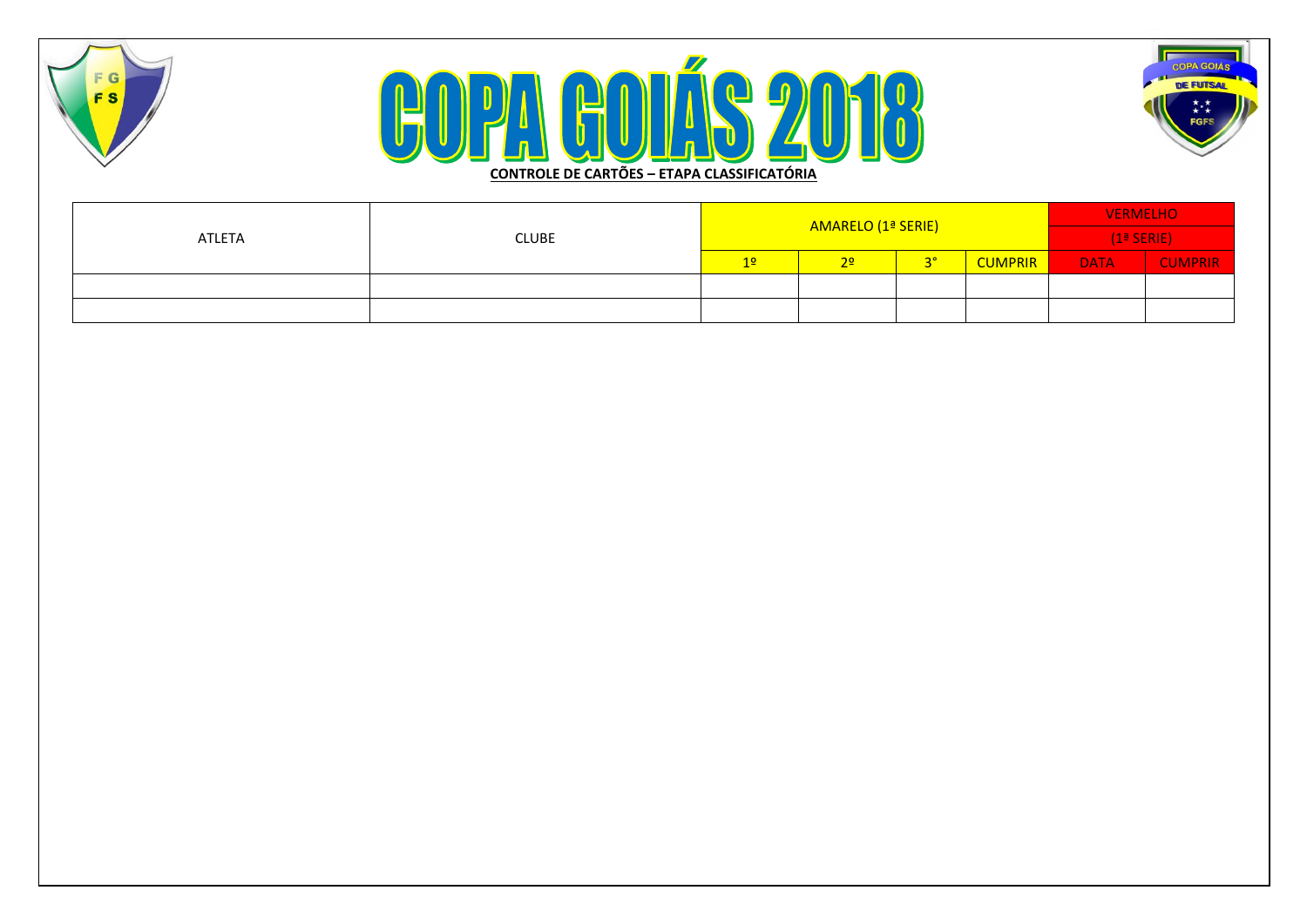# COPA GOIÁS 2018

**CONTROLE DE CARTÕES – ETAPA CLASSIFICATÓRIA**

| ATLETA | CLUBE | AMARELO (1ª SERIE) | | | | VERMELHO (1ª SERIE) | |
|---|---|---|---|---|---|---|---|
| | | 1º | 2º | 3° | CUMPRIR | DATA | CUMPRIR |
| | | | | | | | |
| | | | | | | | |